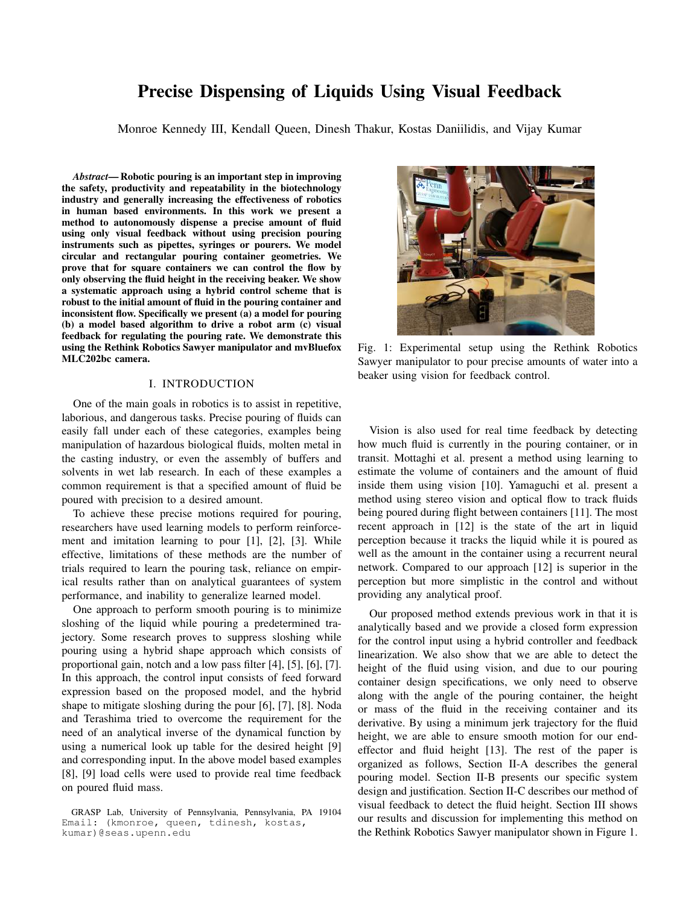# Precise Dispensing of Liquids Using Visual Feedback

Monroe Kennedy III, Kendall Queen, Dinesh Thakur, Kostas Daniilidis, and Vijay Kumar

***Abstract*— Robotic pouring is an important step in improving the safety, productivity and repeatability in the biotechnology industry and generally increasing the effectiveness of robotics in human based environments. In this work we present a method to autonomously dispense a precise amount of fluid using only visual feedback without using precision pouring instruments such as pipettes, syringes or pourers. We model circular and rectangular pouring container geometries. We prove that for square containers we can control the flow by only observing the fluid height in the receiving beaker. We show a systematic approach using a hybrid control scheme that is robust to the initial amount of fluid in the pouring container and inconsistent flow. Specifically we present (a) a model for pouring (b) a model based algorithm to drive a robot arm (c) visual feedback for regulating the pouring rate. We demonstrate this using the Rethink Robotics Sawyer manipulator and mvBluefox MLC202bc camera.**

## I. INTRODUCTION

One of the main goals in robotics is to assist in repetitive, laborious, and dangerous tasks. Precise pouring of fluids can easily fall under each of these categories, examples being manipulation of hazardous biological fluids, molten metal in the casting industry, or even the assembly of buffers and solvents in wet lab research. In each of these examples a common requirement is that a specified amount of fluid be poured with precision to a desired amount.

To achieve these precise motions required for pouring, researchers have used learning models to perform reinforcement and imitation learning to pour [1], [2], [3]. While effective, limitations of these methods are the number of trials required to learn the pouring task, reliance on empirical results rather than on analytical guarantees of system performance, and inability to generalize learned model.

One approach to perform smooth pouring is to minimize sloshing of the liquid while pouring a predetermined trajectory. Some research proves to suppress sloshing while pouring using a hybrid shape approach which consists of proportional gain, notch and a low pass filter [4], [5], [6], [7]. In this approach, the control input consists of feed forward expression based on the proposed model, and the hybrid shape to mitigate sloshing during the pour [6], [7], [8]. Noda and Terashima tried to overcome the requirement for the need of an analytical inverse of the dynamical function [9] using a numerical look up table for the desired height [9] and corresponding input. In the above model based examples [8], [9] load cells were used to provide real time feedback on poured fluid mass.

GRASP Lab, University of Pennsylvania, Pennsylvania, PA 19104 Email: (kmonroe, queen, tdinesh, kostas, kumar)@seas.upenn.edu

Fig. 1: Experimental setup using the Rethink Robotics Sawyer manipulator to pour precise amounts of water into a beaker using vision for feedback control.

Vision is also used for real time feedback by detecting how much fluid is currently in the pouring container, or in transit. Mottaghi et al. present a method using learning to estimate the volume of containers and the amount of fluid inside them using vision [10]. Yamaguchi et al. present a method using stereo vision and optical flow to track fluids being poured during flight between containers [11]. The most recent approach in [12] is the state of the art in liquid perception because it tracks the liquid while it is poured as well as the amount in the container using a recurrent neural network. Compared to our approach [12] is superior in the perception but more simplistic in the control and without providing any analytical proof.

Our proposed method extends previous work in that it is analytically based and we provide a closed form expression for the control input using a hybrid controller and feedback linearization. We also show that we are able to detect the height of the fluid using vision, and due to our pouring container design specifications, we only need to observe along with the angle of the pouring container, the height or mass of the fluid in the receiving container and its derivative. By using a minimum jerk trajectory for the fluid height, we are able to ensure smooth motion for our end-effector and fluid height [13]. The rest of the paper is organized as follows, Section II-A describes the general pouring model. Section II-B presents our specific system design and justification. Section II-C describes our method of visual feedback to detect the fluid height. Section III shows our results and discussion for implementing this method on the Rethink Robotics Sawyer manipulator shown in Figure 1.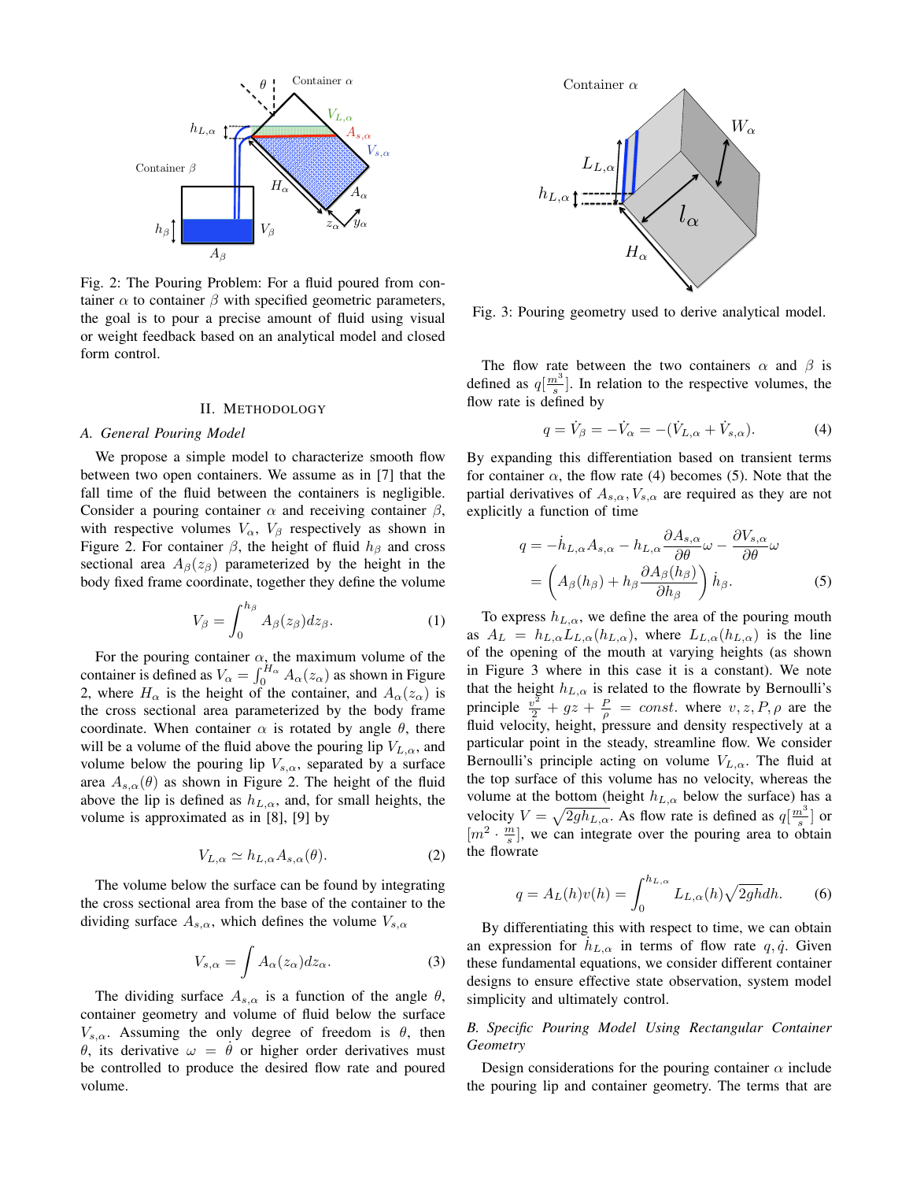Fig. 2: The Pouring Problem: For a fluid poured from container $\alpha$ to container $\beta$ with specified geometric parameters, the goal is to pour a precise amount of fluid using visual or weight feedback based on an analytical model and closed form control.

## II. METHODOLOGY

### *A. General Pouring Model*

We propose a simple model to characterize smooth flow between two open containers. We assume as in [7] that the fall time of the fluid between the containers is negligible. Consider a pouring container $\alpha$ and receiving container $\beta$, with respective volumes $V_\alpha$, $V_\beta$ respectively as shown in Figure 2. For container $\beta$, the height of fluid $h_\beta$ and cross sectional area $A_\beta(z_\beta)$ parameterized by the height in the body fixed frame coordinate, together they define the volume

$$V_\beta = \int_0^{h_\beta} A_\beta(z_\beta) dz_\beta. \tag{1}$$

For the pouring container $\alpha$, the maximum volume of the container is defined as $V_\alpha = \int_0^{H_\alpha} A_\alpha(z_\alpha)$ as shown in Figure 2, where $H_\alpha$ is the height of the container, and $A_\alpha(z_\alpha)$ is the cross sectional area parameterized by the body frame coordinate. When container $\alpha$ is rotated by angle $\theta$, there will be a volume of the fluid above the pouring lip $V_{L,\alpha}$, and volume below the pouring lip $V_{s,\alpha}$, separated by a surface area $A_{s,\alpha}(\theta)$ as shown in Figure 2. The height of the fluid above the lip is defined as $h_{L,\alpha}$, and, for small heights, the volume is approximated as in [8], [9] by

$$V_{L,\alpha} \simeq h_{L,\alpha} A_{s,\alpha}(\theta). \tag{2}$$

The volume below the surface can be found by integrating the cross sectional area from the base of the container to the dividing surface $A_{s,\alpha}$, which defines the volume $V_{s,\alpha}$

$$V_{s,\alpha} = \int A_\alpha(z_\alpha) dz_\alpha. \tag{3}$$

The dividing surface $A_{s,\alpha}$ is a function of the angle $\theta$, container geometry and volume of fluid below the surface $V_{s,\alpha}$. Assuming the only degree of freedom is $\theta$, then $\theta$, its derivative $\omega = \dot{\theta}$ or higher order derivatives must be controlled to produce the desired flow rate and poured volume.

Fig. 3: Pouring geometry used to derive analytical model.

The flow rate between the two containers $\alpha$ and $\beta$ is defined as $q[\frac{m^3}{s}]$. In relation to the respective volumes, the flow rate is defined by

$$q = \dot{V}_\beta = -\dot{V}_\alpha = -(\dot{V}_{L,\alpha} + \dot{V}_{s,\alpha}). \tag{4}$$

By expanding this differentiation based on transient terms for container $\alpha$, the flow rate (4) becomes (5). Note that the partial derivatives of $A_{s,\alpha}, V_{s,\alpha}$ are required as they are not explicitly a function of time

$$\begin{aligned} q &= -\dot{h}_{L,\alpha} A_{s,\alpha} - h_{L,\alpha} \frac{\partial A_{s,\alpha}}{\partial \theta} \omega - \frac{\partial V_{s,\alpha}}{\partial \theta} \omega \\ &= \left( A_\beta(h_\beta) + h_\beta \frac{\partial A_\beta(h_\beta)}{\partial h_\beta} \right) \dot{h}_\beta. \end{aligned} \tag{5}$$

To express $h_{L,\alpha}$, we define the area of the pouring mouth as $A_L = h_{L,\alpha} L_{L,\alpha}(h_{L,\alpha})$, where $L_{L,\alpha}(h_{L,\alpha})$ is the line of the opening of the mouth at varying heights (as shown in Figure 3 where in this case it is a constant). We note that the height $h_{L,\alpha}$ is related to the flowrate by Bernoulli's principle $\frac{v^2}{2} + gz + \frac{P}{\rho} = const.$ where $v, z, P, \rho$ are the fluid velocity, height, pressure and density respectively at a particular point in the steady, streamline flow. We consider Bernoulli's principle acting on volume $V_{L,\alpha}$. The fluid at the top surface of this volume has no velocity, whereas the volume at the bottom (height $h_{L,\alpha}$ below the surface) has a velocity $V = \sqrt{2gh_{L,\alpha}}$. As flow rate is defined as $q[\frac{m^3}{s}]$ or $[m^2 \cdot \frac{m}{s}]$, we can integrate over the pouring area to obtain the flowrate

$$q = A_L(h)v(h) = \int_0^{h_{L,\alpha}} L_{L,\alpha}(h)\sqrt{2gh}dh. \tag{6}$$

By differentiating this with respect to time, we can obtain an expression for $\dot{h}_{L,\alpha}$ in terms of flow rate $q, \dot{q}$. Given these fundamental equations, we consider different container designs to ensure effective state observation, system model simplicity and ultimately control.

### *B. Specific Pouring Model Using Rectangular Container Geometry*

Design considerations for the pouring container $\alpha$ include the pouring lip and container geometry. The terms that are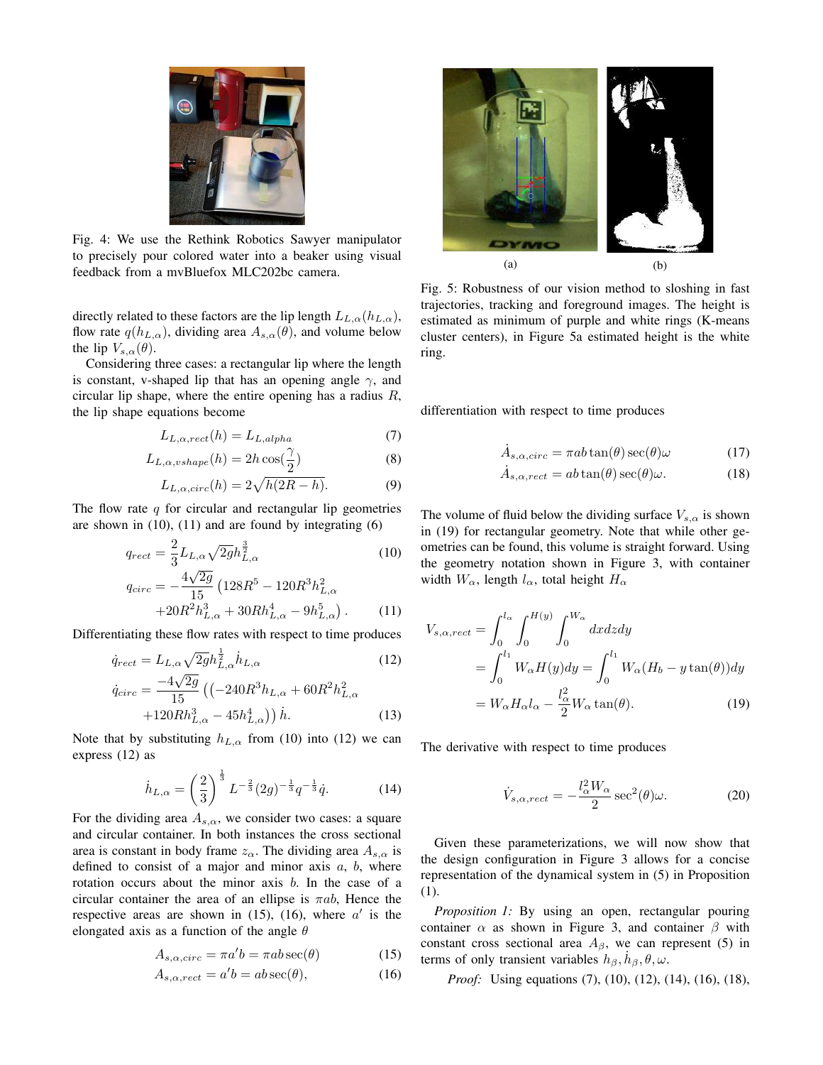Fig. 4: We use the Rethink Robotics Sawyer manipulator to precisely pour colored water into a beaker using visual feedback from a mvBluefox MLC202bc camera.

directly related to these factors are the lip length $L_{L,\alpha}(h_{L,\alpha})$, flow rate $q(h_{L,\alpha})$, dividing area $A_{s,\alpha}(\theta)$, and volume below the lip $V_{s,\alpha}(\theta)$.

Considering three cases: a rectangular lip where the length is constant, v-shaped lip that has an opening angle $\gamma$, and circular lip shape, where the entire opening has a radius $R$, the lip shape equations become

$$L_{L,\alpha,rect}(h) = L_{L,alpha} \tag{7}$$

$$L_{L,\alpha,vshape}(h) = 2h\cos(\frac{\gamma}{2}) \tag{8}$$

$$L_{L,\alpha,circ}(h) = 2\sqrt{h(2R-h)}. \tag{9}$$

The flow rate $q$ for circular and rectangular lip geometries are shown in (10), (11) and are found by integrating (6)

$$q_{rect} = \frac{2}{3}L_{L,\alpha}\sqrt{2g}h_{L,\alpha}^{\frac{3}{2}} \tag{10}$$

$$q_{circ} = -\frac{4\sqrt{2g}}{15}\left(128R^5 - 120R^3h_{L,\alpha}^2 + 20R^2h_{L,\alpha}^3 + 30Rh_{L,\alpha}^4 - 9h_{L,\alpha}^5\right). \tag{11}$$

Differentiating these flow rates with respect to time produces

$$\dot{q}_{rect} = L_{L,\alpha}\sqrt{2g}h_{L,\alpha}^{\frac{1}{2}}\dot{h}_{L,\alpha} \tag{12}$$

$$\dot{q}_{circ} = \frac{-4\sqrt{2g}}{15}\left(\left(-240R^3h_{L,\alpha} + 60R^2h_{L,\alpha}^2 + 120Rh_{L,\alpha}^3 - 45h_{L,\alpha}^4\right)\right)\dot{h}. \tag{13}$$

Note that by substituting $h_{L,\alpha}$ from (10) into (12) we can express (12) as

$$\dot{h}_{L,\alpha} = \left(\frac{2}{3}\right)^{\frac{1}{3}} L^{-\frac{2}{3}}(2g)^{-\frac{1}{3}}q^{-\frac{1}{3}}\dot{q}. \tag{14}$$

For the dividing area $A_{s,\alpha}$, we consider two cases: a square and circular container. In both instances the cross sectional area is constant in body frame $z_\alpha$. The dividing area $A_{s,\alpha}$ is defined to consist of a major and minor axis $a$, $b$, where rotation occurs about the minor axis $b$. In the case of a circular container the area of an ellipse is $\pi ab$, Hence the respective areas are shown in (15), (16), where $a'$ is the elongated axis as a function of the angle $\theta$

$$A_{s,\alpha,circ} = \pi a'b = \pi ab\sec(\theta) \tag{15}$$

$$A_{s,\alpha,rect} = a'b = ab\sec(\theta), \tag{16}$$

Fig. 5: Robustness of our vision method to sloshing in fast trajectories, tracking and foreground images. The height is estimated as minimum of purple and white rings (K-means cluster centers), in Figure 5a estimated height is the white ring.

differentiation with respect to time produces

$$\dot{A}_{s,\alpha,circ} = \pi ab\tan(\theta)\sec(\theta)\omega \tag{17}$$

$$\dot{A}_{s,\alpha,rect} = ab\tan(\theta)\sec(\theta)\omega. \tag{18}$$

The volume of fluid below the dividing surface $V_{s,\alpha}$ is shown in (19) for rectangular geometry. Note that while other geometries can be found, this volume is straight forward. Using the geometry notation shown in Figure 3, with container width $W_\alpha$, length $l_\alpha$, total height $H_\alpha$

$$\begin{aligned}
V_{s,\alpha,rect} &= \int_0^{l_\alpha}\int_0^{H(y)}\int_0^{W_\alpha} dxdzdy \\
&= \int_0^{l_1} W_\alpha H(y)dy = \int_0^{l_1} W_\alpha(H_b - y\tan(\theta))dy \\
&= W_\alpha H_\alpha l_\alpha - \frac{l_\alpha^2}{2}W_\alpha\tan(\theta).
\end{aligned} \tag{19}$$

The derivative with respect to time produces

$$\dot{V}_{s,\alpha,rect} = -\frac{l_\alpha^2 W_\alpha}{2}\sec^2(\theta)\omega. \tag{20}$$

Given these parameterizations, we will now show that the design configuration in Figure 3 allows for a concise representation of the dynamical system in (5) in Proposition (1).

*Proposition 1:* By using an open, rectangular pouring container $\alpha$ as shown in Figure 3, and container $\beta$ with constant cross sectional area $A_\beta$, we can represent (5) in terms of only transient variables $h_\beta, \dot{h}_\beta, \theta, \omega$.

*Proof:* Using equations (7), (10), (12), (14), (16), (18),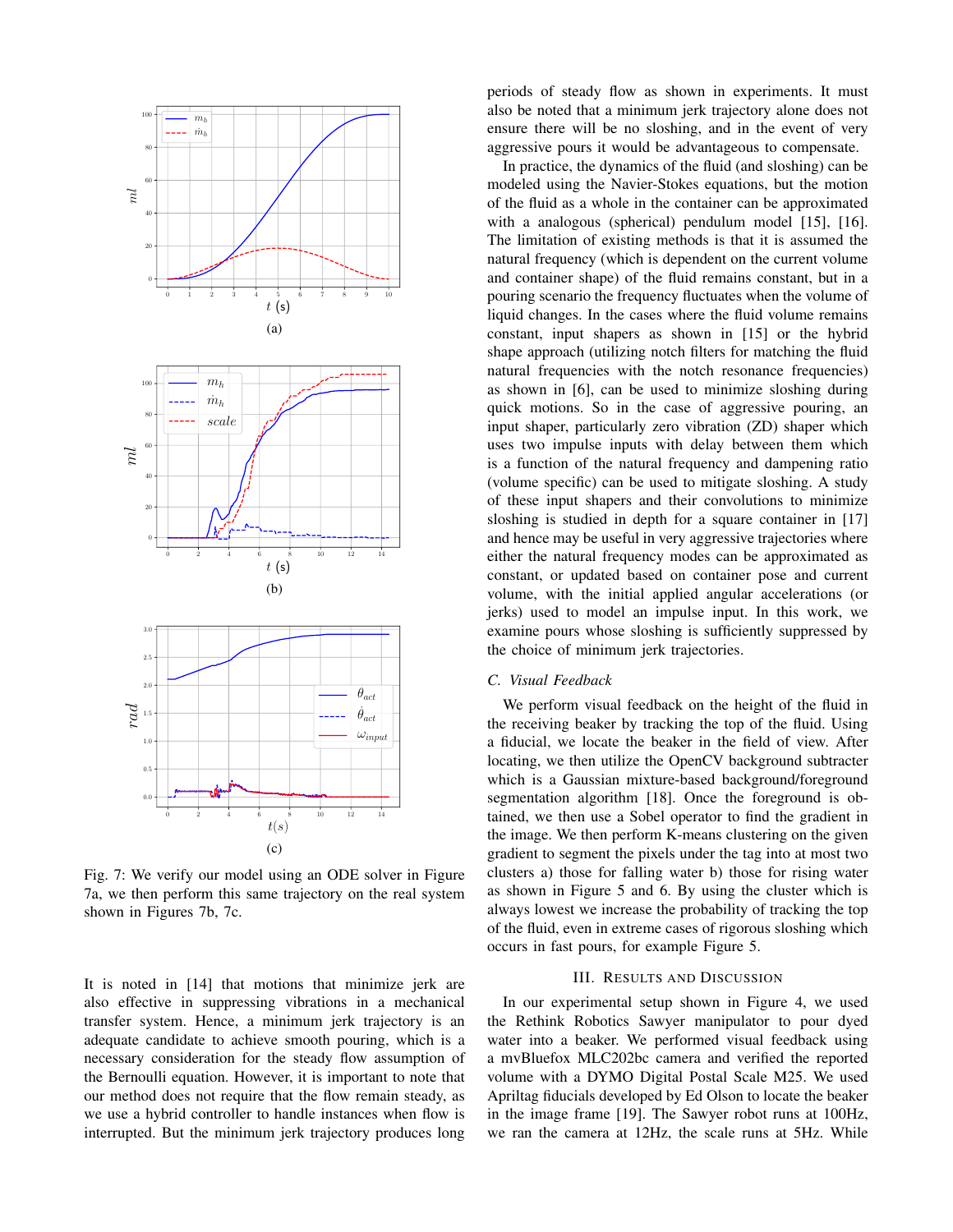Fig. 7: We verify our model using an ODE solver in Figure 7a, we then perform this same trajectory on the real system shown in Figures 7b, 7c.

It is noted in [14] that motions that minimize jerk are also effective in suppressing vibrations in a mechanical transfer system. Hence, a minimum jerk trajectory is an adequate candidate to achieve smooth pouring, which is a necessary consideration for the steady flow assumption of the Bernoulli equation. However, it is important to note that our method does not require that the flow remain steady, as we use a hybrid controller to handle instances when flow is interrupted. But the minimum jerk trajectory produces long periods of steady flow as shown in experiments. It must also be noted that a minimum jerk trajectory alone does not ensure there will be no sloshing, and in the event of very aggressive pours it would be advantageous to compensate.

In practice, the dynamics of the fluid (and sloshing) can be modeled using the Navier-Stokes equations, but the motion of the fluid as a whole in the container can be approximated with a analogous (spherical) pendulum model [15], [16]. The limitation of existing methods is that it is assumed the natural frequency (which is dependent on the current volume and container shape) of the fluid remains constant, but in a pouring scenario the frequency fluctuates when the volume of liquid changes. In the cases where the fluid volume remains constant, input shapers as shown in [15] or the hybrid shape approach (utilizing notch filters for matching the fluid natural frequencies with the notch resonance frequencies) as shown in [6], can be used to minimize sloshing during quick motions. So in the case of aggressive pouring, an input shaper, particularly zero vibration (ZD) shaper which uses two impulse inputs with delay between them which is a function of the natural frequency and dampening ratio (volume specific) can be used to mitigate sloshing. A study of these input shapers and their convolutions to minimize sloshing is studied in depth for a square container in [17] and hence may be useful in very aggressive trajectories where either the natural frequency modes can be approximated as constant, or updated based on container pose and current volume, with the initial applied angular accelerations (or jerks) used to model an impulse input. In this work, we examine pours whose sloshing is sufficiently suppressed by the choice of minimum jerk trajectories.

### C. Visual Feedback

We perform visual feedback on the height of the fluid in the receiving beaker by tracking the top of the fluid. Using a fiducial, we locate the beaker in the field of view. After locating, we then utilize the OpenCV background subtracter which is a Gaussian mixture-based background/foreground segmentation algorithm [18]. Once the foreground is obtained, we then use a Sobel operator to find the gradient in the image. We then perform K-means clustering on the given gradient to segment the pixels under the tag into at most two clusters a) those for falling water b) those for rising water as shown in Figure 5 and 6. By using the cluster which is always lowest we increase the probability of tracking the top of the fluid, even in extreme cases of rigorous sloshing which occurs in fast pours, for example Figure 5.

## III. Results and Discussion

In our experimental setup shown in Figure 4, we used the Rethink Robotics Sawyer manipulator to pour dyed water into a beaker. We performed visual feedback using a mvBluefox MLC202bc camera and verified the reported volume with a DYMO Digital Postal Scale M25. We used Apriltag fiducials developed by Ed Olson to locate the beaker in the image frame [19]. The Sawyer robot runs at 100Hz, we ran the camera at 12Hz, the scale runs at 5Hz. While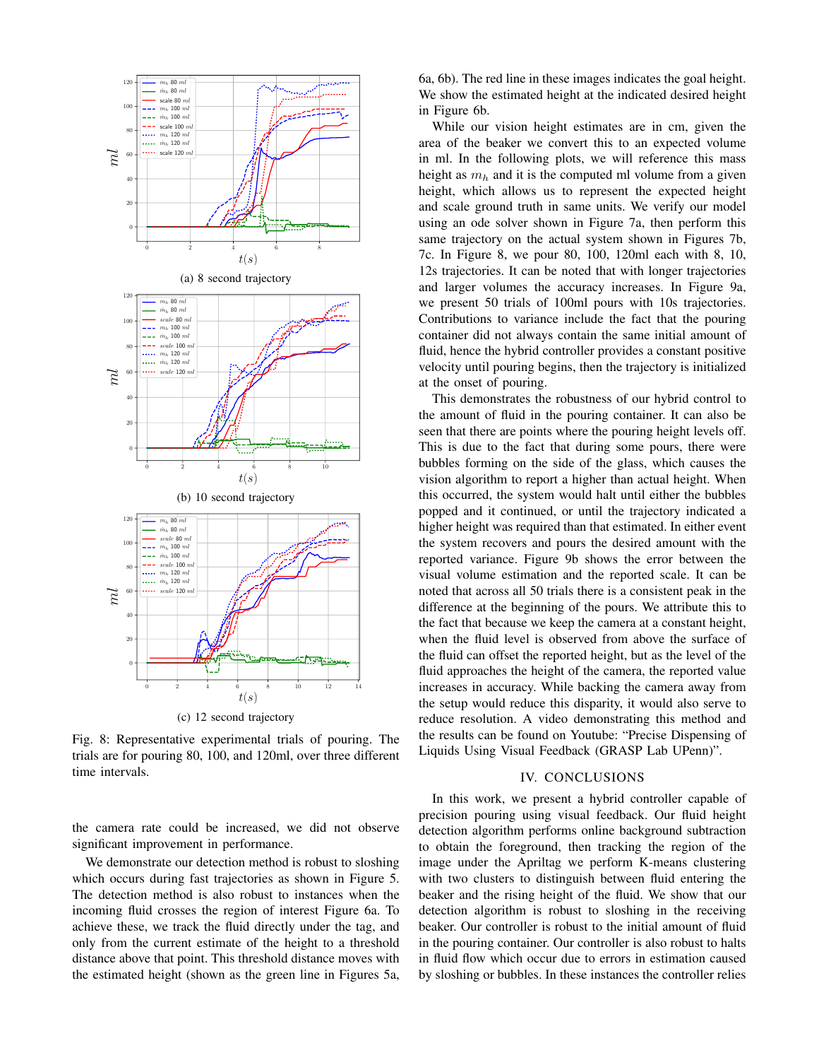120

100

80

60

40

20

0

$m_h$ 80 ml
$\dot{m}_h$ 80 ml
scale 80 ml
$m_h$ 100 ml
$\dot{m}_h$ 100 ml
scale 100 ml
$m_h$ 120 ml
$\dot{m}_h$ 120 ml
scale 120 ml

ml

0 2 4 6 8

$t(s)$

(a) 8 second trajectory

120

100

80

60

40

20

0

$m_h$ 80 ml
$\dot{m}_h$ 80 ml
scale 80 ml
$m_h$ 100 ml
$\dot{m}_h$ 100 ml
scale 100 ml
$m_h$ 120 ml
$\dot{m}_h$ 120 ml
scale 120 ml

ml

0 2 4 6 8 10

$t(s)$

(b) 10 second trajectory

120

100

80

60

40

20

0

$m_h$ 80 ml
$\dot{m}_h$ 80 ml
scale 80 ml
$m_h$ 100 ml
$\dot{m}_h$ 100 ml
scale 100 ml
$m_h$ 120 ml
$\dot{m}_h$ 120 ml
scale 120 ml

ml

0 2 4 6 8 10 12 14

$t(s)$

(c) 12 second trajectory

Fig. 8: Representative experimental trials of pouring. The trials are for pouring 80, 100, and 120ml, over three different time intervals.

the camera rate could be increased, we did not observe significant improvement in performance.

We demonstrate our detection method is robust to sloshing which occurs during fast trajectories as shown in Figure 5. The detection method is also robust to instances when the incoming fluid crosses the region of interest Figure 6a. To achieve these, we track the fluid directly under the tag, and only from the current estimate of the height to a threshold distance above that point. This threshold distance moves with the estimated height (shown as the green line in Figures 5a, 6a, 6b). The red line in these images indicates the goal height. We show the estimated height at the indicated desired height in Figure 6b.

While our vision height estimates are in cm, given the area of the beaker we convert this to an expected volume in ml. In the following plots, we will reference this mass height as $m_h$ and it is the computed ml volume from a given height, which allows us to represent the expected height and scale ground truth in same units. We verify our model using an ode solver shown in Figure 7a, then perform this same trajectory on the actual system shown in Figures 7b, 7c. In Figure 8, we pour 80, 100, 120ml each with 8, 10, 12s trajectories. It can be noted that with longer trajectories and larger volumes the accuracy increases. In Figure 9a, we present 50 trials of 100ml pours with 10s trajectories. Contributions to variance include the fact that the pouring container did not always contain the same initial amount of fluid, hence the hybrid controller provides a constant positive velocity until pouring begins, then the trajectory is initialized at the onset of pouring.

This demonstrates the robustness of our hybrid control to the amount of fluid in the pouring container. It can also be seen that there are points where the pouring height levels off. This is due to the fact that during some pours, there were bubbles forming on the side of the glass, which causes the vision algorithm to report a higher than actual height. When this occurred, the system would halt until either the bubbles popped and it continued, or until the trajectory indicated a higher height was required than that estimated. In either event the system recovers and pours the desired amount with the reported variance. Figure 9b shows the error between the visual volume estimation and the reported scale. It can be noted that across all 50 trials there is a consistent peak in the difference at the beginning of the pours. We attribute this to the fact that because we keep the camera at a constant height, when the fluid level is observed from above the surface of the fluid can offset the reported height, but as the level of the fluid approaches the height of the camera, the reported value increases in accuracy. While backing the camera away from the setup would reduce this disparity, it would also serve to reduce resolution. A video demonstrating this method and the results can be found on Youtube: "Precise Dispensing of Liquids Using Visual Feedback (GRASP Lab UPenn)".

## IV. CONCLUSIONS

In this work, we present a hybrid controller capable of precision pouring using visual feedback. Our fluid height detection algorithm performs online background subtraction to obtain the foreground, then tracking the region of the image under the Apriltag we perform K-means clustering with two clusters to distinguish between fluid entering the beaker and the rising height of the fluid. We show that our detection algorithm is robust to sloshing in the receiving beaker. Our controller is robust to the initial amount of fluid in the pouring container. Our controller is also robust to halts in fluid flow which occur due to errors in estimation caused by sloshing or bubbles. In these instances the controller relies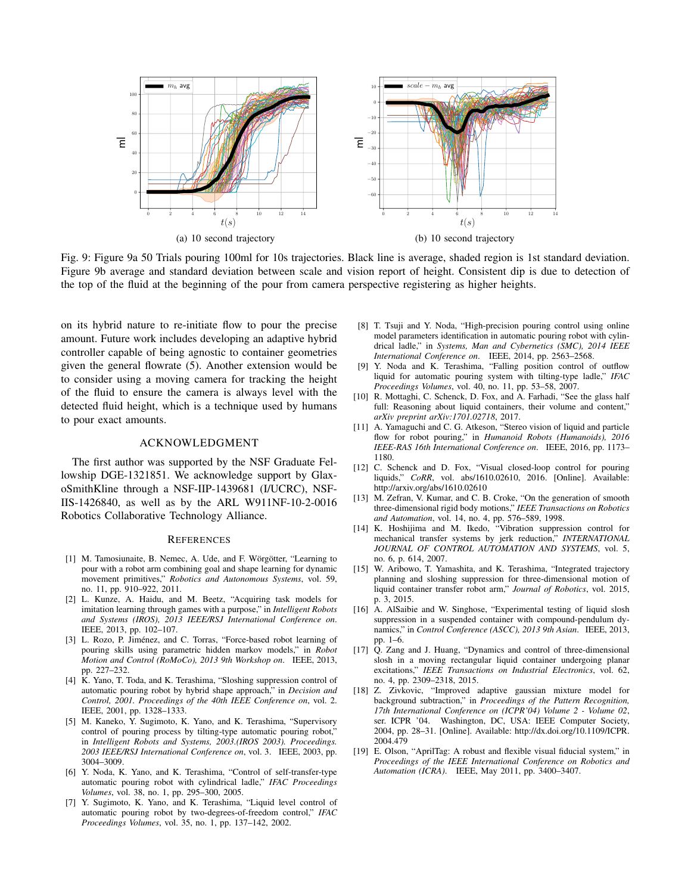$m_h$ avg

ml

100

80

60

40

20

0

0 2 4 6 8 10 12 14

$t(s)$

(a) 10 second trajectory

$scale - m_h$ avg

ml

10

0

−10

−20

−30

−40

−50

−60

0 2 4 6 8 10 12 14

$t(s)$

(b) 10 second trajectory

Fig. 9: Figure 9a 50 Trials pouring 100ml for 10s trajectories. Black line is average, shaded region is 1st standard deviation. Figure 9b average and standard deviation between scale and vision report of height. Consistent dip is due to detection of the top of the fluid at the beginning of the pour from camera perspective registering as higher heights.

on its hybrid nature to re-initiate flow to pour the precise amount. Future work includes developing an adaptive hybrid controller capable of being agnostic to container geometries given the general flowrate (5). Another extension would be to consider using a moving camera for tracking the height of the fluid to ensure the camera is always level with the detected fluid height, which is a technique used by humans to pour exact amounts.

## ACKNOWLEDGMENT

The first author was supported by the NSF Graduate Fellowship DGE-1321851. We acknowledge support by GlaxoSmithKline through a NSF-IIP-1439681 (I/UCRC), NSF-IIS-1426840, as well as by the ARL W911NF-10-2-0016 Robotics Collaborative Technology Alliance.

## REFERENCES

[1] M. Tamosiunaite, B. Nemec, A. Ude, and F. Wörgötter, "Learning to pour with a robot arm combining goal and shape learning for dynamic movement primitives," *Robotics and Autonomous Systems*, vol. 59, no. 11, pp. 910–922, 2011.

[2] L. Kunze, A. Haidu, and M. Beetz, "Acquiring task models for imitation learning through games with a purpose," in *Intelligent Robots and Systems (IROS), 2013 IEEE/RSJ International Conference on*. IEEE, 2013, pp. 102–107.

[3] L. Rozo, P. Jiménez, and C. Torras, "Force-based robot learning of pouring skills using parametric hidden markov models," in *Robot Motion and Control (RoMoCo), 2013 9th Workshop on*. IEEE, 2013, pp. 227–232.

[4] K. Yano, T. Toda, and K. Terashima, "Sloshing suppression control of automatic pouring robot by hybrid shape approach," in *Decision and Control, 2001. Proceedings of the 40th IEEE Conference on*, vol. 2. IEEE, 2001, pp. 1328–1333.

[5] M. Kaneko, Y. Sugimoto, K. Yano, and K. Terashima, "Supervisory control of pouring process by tilting-type automatic pouring robot," in *Intelligent Robots and Systems, 2003.(IROS 2003). Proceedings. 2003 IEEE/RSJ International Conference on*, vol. 3. IEEE, 2003, pp. 3004–3009.

[6] Y. Noda, K. Yano, and K. Terashima, "Control of self-transfer-type automatic pouring robot with cylindrical ladle," *IFAC Proceedings Volumes*, vol. 38, no. 1, pp. 295–300, 2005.

[7] Y. Sugimoto, K. Yano, and K. Terashima, "Liquid level control of automatic pouring robot by two-degrees-of-freedom control," *IFAC Proceedings Volumes*, vol. 35, no. 1, pp. 137–142, 2002.

[8] T. Tsuji and Y. Noda, "High-precision pouring control using online model parameters identification in automatic pouring robot with cylindrical ladle," in *Systems, Man and Cybernetics (SMC), 2014 IEEE International Conference on*. IEEE, 2014, pp. 2563–2568.

[9] Y. Noda and K. Terashima, "Falling position control of outflow liquid for automatic pouring system with tilting-type ladle," *IFAC Proceedings Volumes*, vol. 40, no. 11, pp. 53–58, 2007.

[10] R. Mottaghi, C. Schenck, D. Fox, and A. Farhadi, "See the glass half full: Reasoning about liquid containers, their volume and content," *arXiv preprint arXiv:1701.02718*, 2017.

[11] A. Yamaguchi and C. G. Atkeson, "Stereo vision of liquid and particle flow for robot pouring," in *Humanoid Robots (Humanoids), 2016 IEEE-RAS 16th International Conference on*. IEEE, 2016, pp. 1173–1180.

[12] C. Schenck and D. Fox, "Visual closed-loop control for pouring liquids," *CoRR*, vol. abs/1610.02610, 2016. [Online]. Available: http://arxiv.org/abs/1610.02610

[13] M. Zefran, V. Kumar, and C. B. Croke, "On the generation of smooth three-dimensional rigid body motions," *IEEE Transactions on Robotics and Automation*, vol. 14, no. 4, pp. 576–589, 1998.

[14] K. Hoshijima and M. Ikedo, "Vibration suppression control for mechanical transfer systems by jerk reduction," *INTERNATIONAL JOURNAL OF CONTROL AUTOMATION AND SYSTEMS*, vol. 5, no. 6, p. 614, 2007.

[15] W. Aribowo, T. Yamashita, and K. Terashima, "Integrated trajectory planning and sloshing suppression for three-dimensional motion of liquid container transfer robot arm," *Journal of Robotics*, vol. 2015, p. 3, 2015.

[16] A. AlSaibie and W. Singhose, "Experimental testing of liquid slosh suppression in a suspended container with compound-pendulum dynamics," in *Control Conference (ASCC), 2013 9th Asian*. IEEE, 2013, pp. 1–6.

[17] Q. Zang and J. Huang, "Dynamics and control of three-dimensional slosh in a moving rectangular liquid container undergoing planar excitations," *IEEE Transactions on Industrial Electronics*, vol. 62, no. 4, pp. 2309–2318, 2015.

[18] Z. Zivkovic, "Improved adaptive gaussian mixture model for background subtraction," in *Proceedings of the Pattern Recognition, 17th International Conference on (ICPR'04) Volume 2 - Volume 02*, ser. ICPR '04. Washington, DC, USA: IEEE Computer Society, 2004, pp. 28–31. [Online]. Available: http://dx.doi.org/10.1109/ICPR.2004.479

[19] E. Olson, "AprilTag: A robust and flexible visual fiducial system," in *Proceedings of the IEEE International Conference on Robotics and Automation (ICRA)*. IEEE, May 2011, pp. 3400–3407.